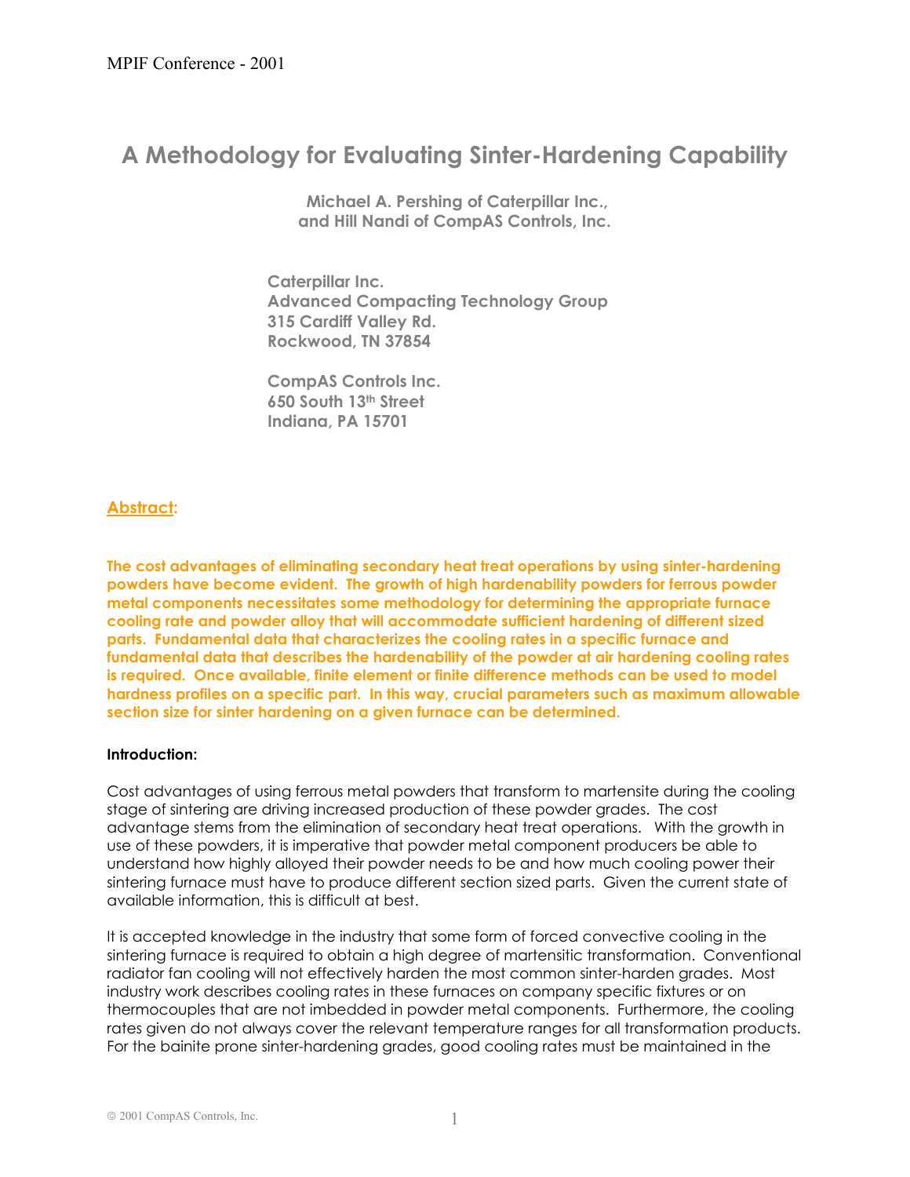# A Methodology for Evaluating Sinter-Hardening Capability

**Michael A. Pershing of Caterpillar Inc., and Hill Nandi of CompAS Controls, Inc.**

**Caterpillar Inc.**
**Advanced Compacting Technology Group**
**315 Cardiff Valley Rd.**
**Rockwood, TN 37854**

**CompAS Controls Inc.**
**650 South 13th Street**
**Indiana, PA 15701**

## Abstract:

**The cost advantages of eliminating secondary heat treat operations by using sinter-hardening powders have become evident. The growth of high hardenability powders for ferrous powder metal components necessitates some methodology for determining the appropriate furnace cooling rate and powder alloy that will accommodate sufficient hardening of different sized parts. Fundamental data that characterizes the cooling rates in a specific furnace and fundamental data that describes the hardenability of the powder at air hardening cooling rates is required. Once available, finite element or finite difference methods can be used to model hardness profiles on a specific part. In this way, crucial parameters such as maximum allowable section size for sinter hardening on a given furnace can be determined.**

### Introduction:

Cost advantages of using ferrous metal powders that transform to martensite during the cooling stage of sintering are driving increased production of these powder grades. The cost advantage stems from the elimination of secondary heat treat operations. With the growth in use of these powders, it is imperative that powder metal component producers be able to understand how highly alloyed their powder needs to be and how much cooling power their sintering furnace must have to produce different section sized parts. Given the current state of available information, this is difficult at best.

It is accepted knowledge in the industry that some form of forced convective cooling in the sintering furnace is required to obtain a high degree of martensitic transformation. Conventional radiator fan cooling will not effectively harden the most common sinter-harden grades. Most industry work describes cooling rates in these furnaces on company specific fixtures or on thermocouples that are not imbedded in powder metal components. Furthermore, the cooling rates given do not always cover the relevant temperature ranges for all transformation products. For the bainite prone sinter-hardening grades, good cooling rates must be maintained in the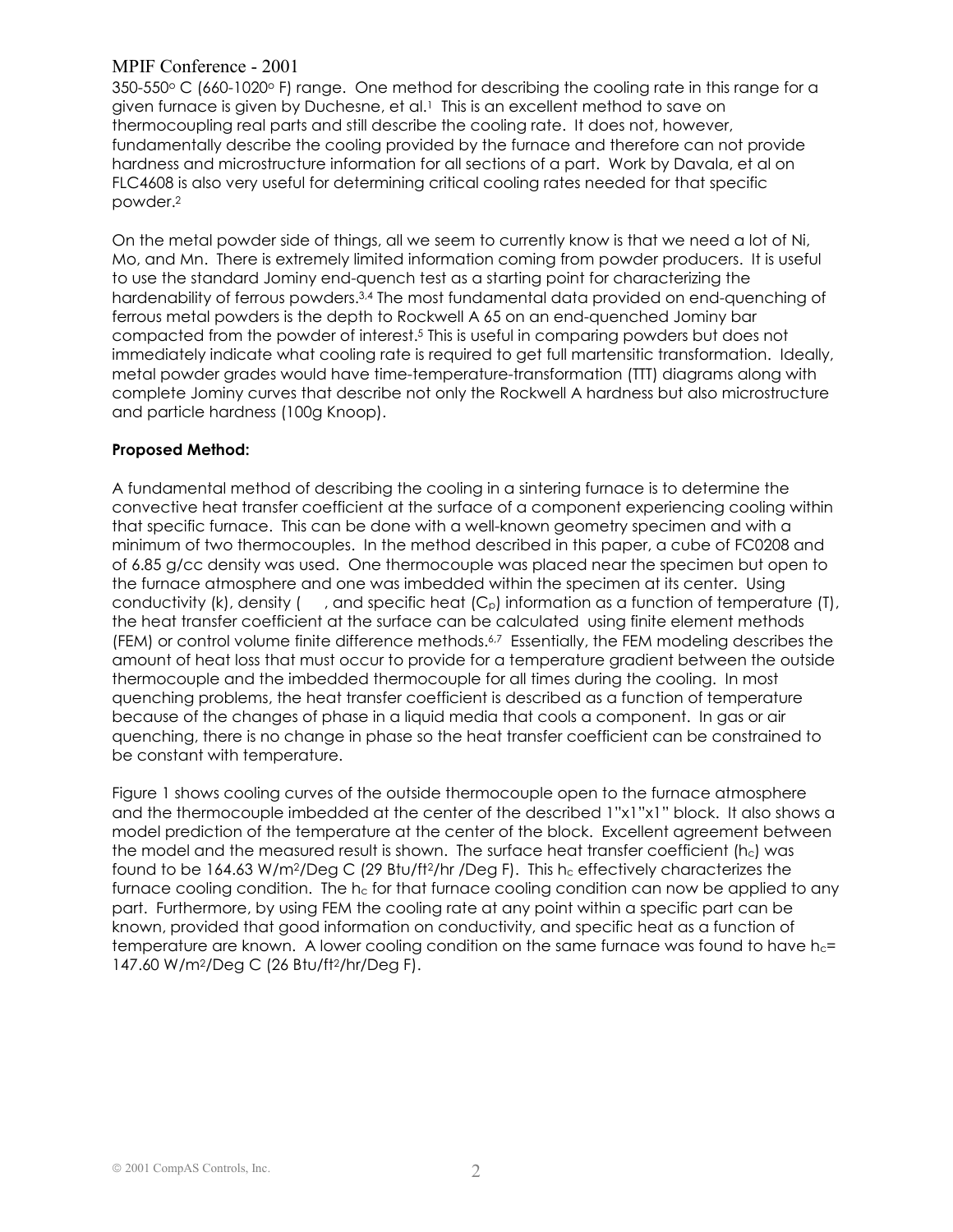350-550° C (660-1020° F) range. One method for describing the cooling rate in this range for a given furnace is given by Duchesne, et al.[1] This is an excellent method to save on thermocoupling real parts and still describe the cooling rate. It does not, however, fundamentally describe the cooling provided by the furnace and therefore can not provide hardness and microstructure information for all sections of a part. Work by Davala, et al on FLC4608 is also very useful for determining critical cooling rates needed for that specific powder.[2]

On the metal powder side of things, all we seem to currently know is that we need a lot of Ni, Mo, and Mn. There is extremely limited information coming from powder producers. It is useful to use the standard Jominy end-quench test as a starting point for characterizing the hardenability of ferrous powders.[3,4] The most fundamental data provided on end-quenching of ferrous metal powders is the depth to Rockwell A 65 on an end-quenched Jominy bar compacted from the powder of interest.[5] This is useful in comparing powders but does not immediately indicate what cooling rate is required to get full martensitic transformation. Ideally, metal powder grades would have time-temperature-transformation (TTT) diagrams along with complete Jominy curves that describe not only the Rockwell A hardness but also microstructure and particle hardness (100g Knoop).

**Proposed Method:**

A fundamental method of describing the cooling in a sintering furnace is to determine the convective heat transfer coefficient at the surface of a component experiencing cooling within that specific furnace. This can be done with a well-known geometry specimen and with a minimum of two thermocouples. In the method described in this paper, a cube of FC0208 and of 6.85 g/cc density was used. One thermocouple was placed near the specimen but open to the furnace atmosphere and one was imbedded within the specimen at its center. Using conductivity (k), density ( , and specific heat ($C_p$) information as a function of temperature (T), the heat transfer coefficient at the surface can be calculated using finite element methods (FEM) or control volume finite difference methods.[6,7] Essentially, the FEM modeling describes the amount of heat loss that must occur to provide for a temperature gradient between the outside thermocouple and the imbedded thermocouple for all times during the cooling. In most quenching problems, the heat transfer coefficient is described as a function of temperature because of the changes of phase in a liquid media that cools a component. In gas or air quenching, there is no change in phase so the heat transfer coefficient can be constrained to be constant with temperature.

Figure 1 shows cooling curves of the outside thermocouple open to the furnace atmosphere and the thermocouple imbedded at the center of the described 1"x1"x1" block. It also shows a model prediction of the temperature at the center of the block. Excellent agreement between the model and the measured result is shown. The surface heat transfer coefficient ($h_c$) was found to be 164.63 W/m$^2$/Deg C (29 Btu/ft$^2$/hr /Deg F). This $h_c$ effectively characterizes the furnace cooling condition. The $h_c$ for that furnace cooling condition can now be applied to any part. Furthermore, by using FEM the cooling rate at any point within a specific part can be known, provided that good information on conductivity, and specific heat as a function of temperature are known. A lower cooling condition on the same furnace was found to have $h_c$= 147.60 W/m$^2$/Deg C (26 Btu/ft$^2$/hr/Deg F).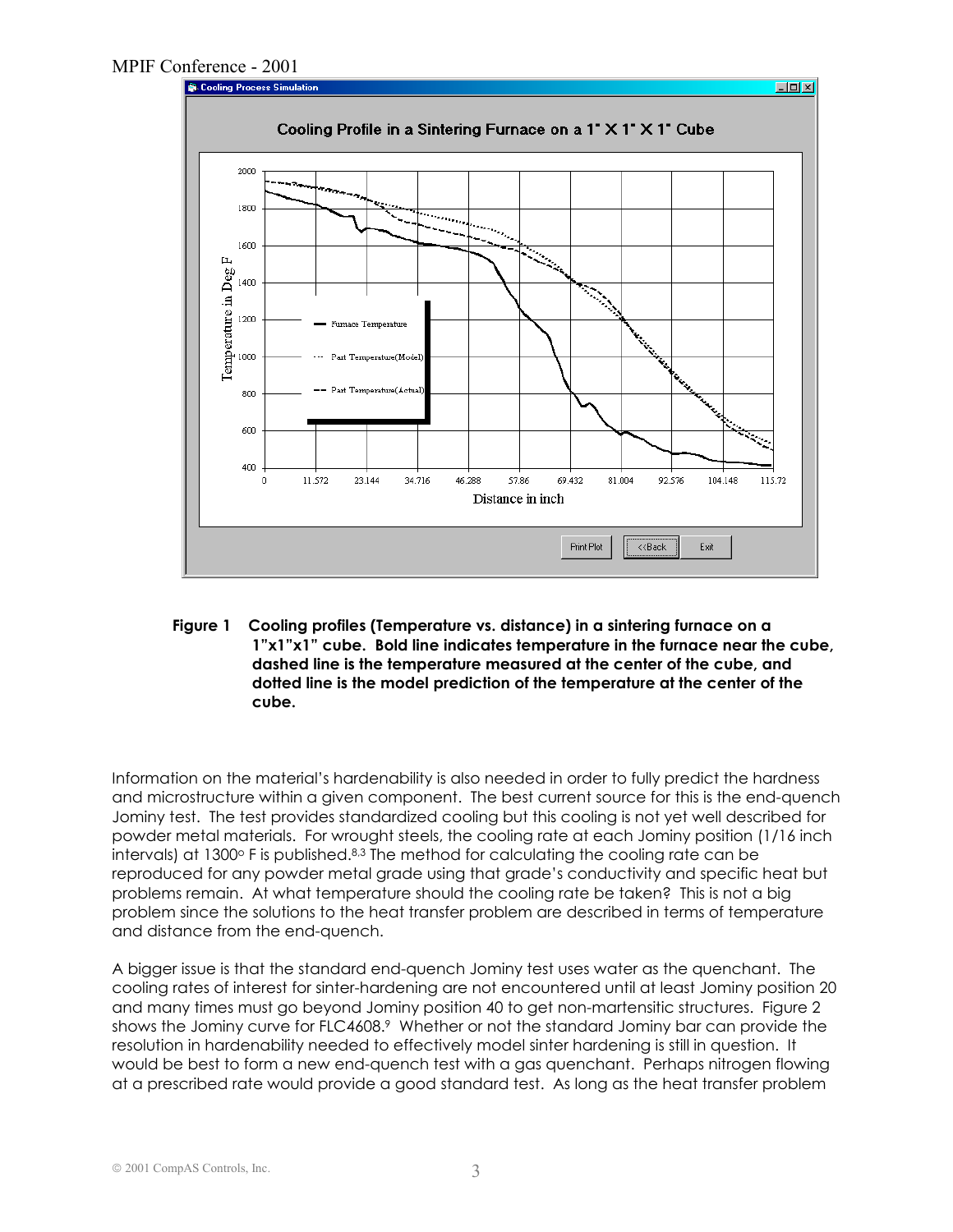**Figure 1 Cooling profiles (Temperature vs. distance) in a sintering furnace on a 1"x1"x1" cube. Bold line indicates temperature in the furnace near the cube, dashed line is the temperature measured at the center of the cube, and dotted line is the model prediction of the temperature at the center of the cube.**

Information on the material's hardenability is also needed in order to fully predict the hardness and microstructure within a given component. The best current source for this is the end-quench Jominy test. The test provides standardized cooling but this cooling is not yet well described for powder metal materials. For wrought steels, the cooling rate at each Jominy position (1/16 inch intervals) at 1300° F is published.[8,3] The method for calculating the cooling rate can be reproduced for any powder metal grade using that grade's conductivity and specific heat but problems remain. At what temperature should the cooling rate be taken? This is not a big problem since the solutions to the heat transfer problem are described in terms of temperature and distance from the end-quench.

A bigger issue is that the standard end-quench Jominy test uses water as the quenchant. The cooling rates of interest for sinter-hardening are not encountered until at least Jominy position 20 and many times must go beyond Jominy position 40 to get non-martensitic structures. Figure 2 shows the Jominy curve for FLC4608.[9] Whether or not the standard Jominy bar can provide the resolution in hardenability needed to effectively model sinter hardening is still in question. It would be best to form a new end-quench test with a gas quenchant. Perhaps nitrogen flowing at a prescribed rate would provide a good standard test. As long as the heat transfer problem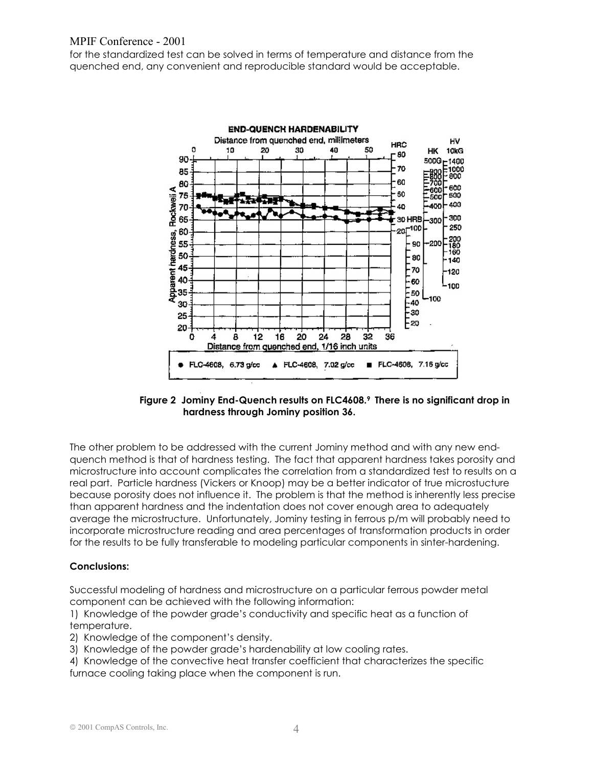for the standardized test can be solved in terms of temperature and distance from the quenched end, any convenient and reproducible standard would be acceptable.

**Figure 2 Jominy End-Quench results on FLC4608.[9] There is no significant drop in hardness through Jominy position 36.**

The other problem to be addressed with the current Jominy method and with any new end-quench method is that of hardness testing. The fact that apparent hardness takes porosity and microstructure into account complicates the correlation from a standardized test to results on a real part. Particle hardness (Vickers or Knoop) may be a better indicator of true microstucture because porosity does not influence it. The problem is that the method is inherently less precise than apparent hardness and the indentation does not cover enough area to adequately average the microstructure. Unfortunately, Jominy testing in ferrous p/m will probably need to incorporate microstructure reading and area percentages of transformation products in order for the results to be fully transferable to modeling particular components in sinter-hardening.

**Conclusions:**

Successful modeling of hardness and microstructure on a particular ferrous powder metal component can be achieved with the following information:

1) Knowledge of the powder grade's conductivity and specific heat as a function of temperature.
2) Knowledge of the component's density.
3) Knowledge of the powder grade's hardenability at low cooling rates.
4) Knowledge of the convective heat transfer coefficient that characterizes the specific furnace cooling taking place when the component is run.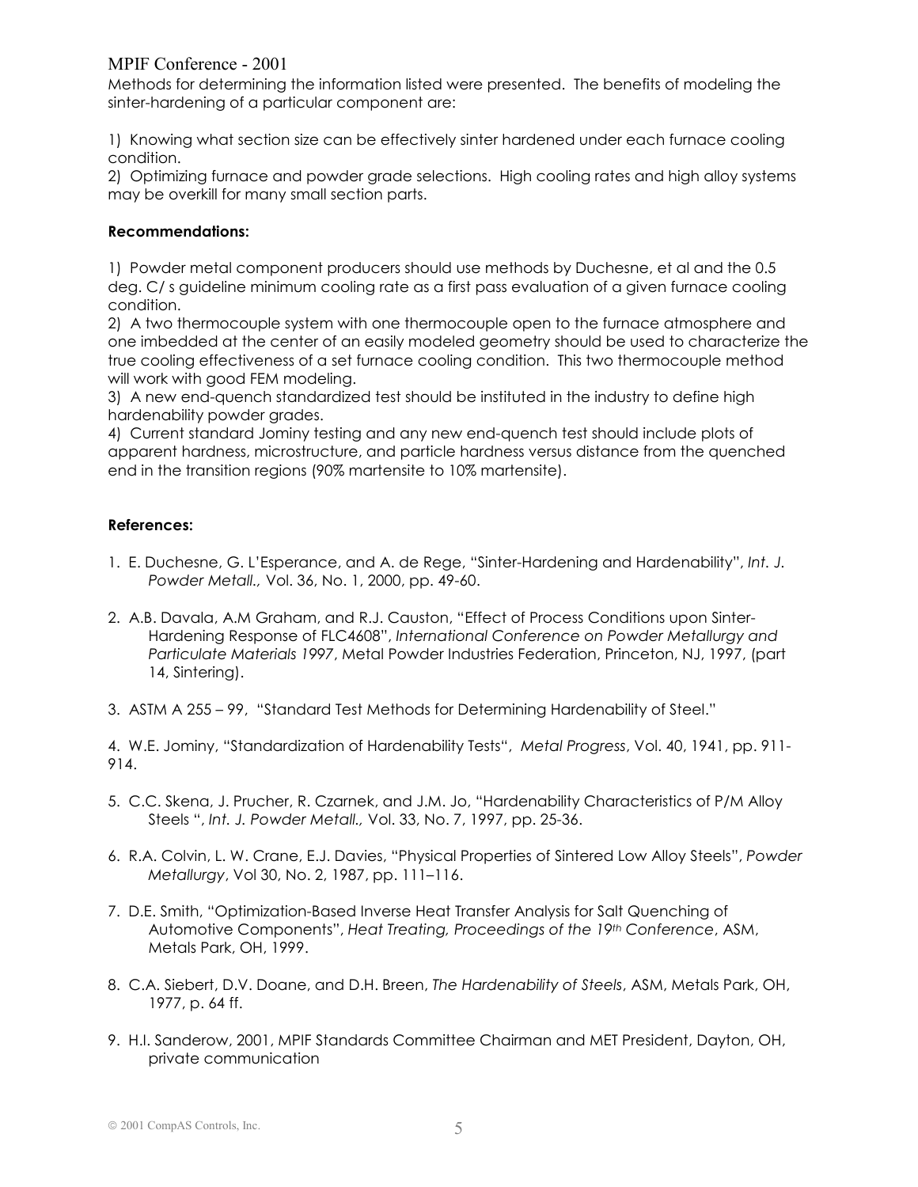Methods for determining the information listed were presented. The benefits of modeling the sinter-hardening of a particular component are:

1) Knowing what section size can be effectively sinter hardened under each furnace cooling condition.
2) Optimizing furnace and powder grade selections. High cooling rates and high alloy systems may be overkill for many small section parts.

**Recommendations:**

1) Powder metal component producers should use methods by Duchesne, et al and the 0.5 deg. C/ s guideline minimum cooling rate as a first pass evaluation of a given furnace cooling condition.
2) A two thermocouple system with one thermocouple open to the furnace atmosphere and one imbedded at the center of an easily modeled geometry should be used to characterize the true cooling effectiveness of a set furnace cooling condition. This two thermocouple method will work with good FEM modeling.
3) A new end-quench standardized test should be instituted in the industry to define high hardenability powder grades.
4) Current standard Jominy testing and any new end-quench test should include plots of apparent hardness, microstructure, and particle hardness versus distance from the quenched end in the transition regions (90% martensite to 10% martensite).

**References:**

1. E. Duchesne, G. L'Esperance, and A. de Rege, "Sinter-Hardening and Hardenability", *Int. J. Powder Metall.,* Vol. 36, No. 1, 2000, pp. 49-60.

2. A.B. Davala, A.M Graham, and R.J. Causton, "Effect of Process Conditions upon Sinter-Hardening Response of FLC4608", *International Conference on Powder Metallurgy and Particulate Materials 1997*, Metal Powder Industries Federation, Princeton, NJ, 1997, (part 14, Sintering).

3. ASTM A 255 – 99, "Standard Test Methods for Determining Hardenability of Steel."

4. W.E. Jominy, "Standardization of Hardenability Tests", *Metal Progress*, Vol. 40, 1941, pp. 911-914.

5. C.C. Skena, J. Prucher, R. Czarnek, and J.M. Jo, "Hardenability Characteristics of P/M Alloy Steels ", *Int. J. Powder Metall.,* Vol. 33, No. 7, 1997, pp. 25-36.

6. R.A. Colvin, L. W. Crane, E.J. Davies, "Physical Properties of Sintered Low Alloy Steels", *Powder Metallurgy*, Vol 30, No. 2, 1987, pp. 111–116.

7. D.E. Smith, "Optimization-Based Inverse Heat Transfer Analysis for Salt Quenching of Automotive Components", *Heat Treating, Proceedings of the 19th Conference*, ASM, Metals Park, OH, 1999.

8. C.A. Siebert, D.V. Doane, and D.H. Breen, *The Hardenability of Steels*, ASM, Metals Park, OH, 1977, p. 64 ff.

9. H.I. Sanderow, 2001, MPIF Standards Committee Chairman and MET President, Dayton, OH, private communication